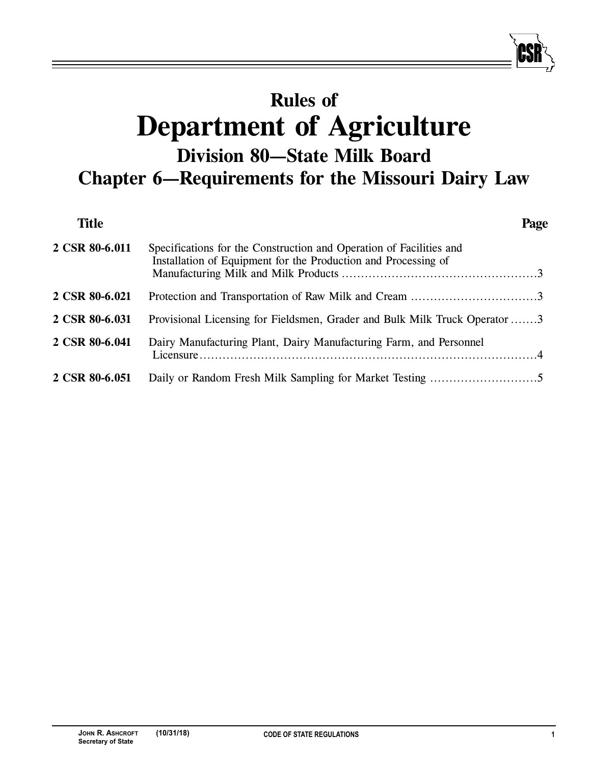# Rules of
# Department of Agriculture
## Division 80—State Milk Board
## Chapter 6—Requirements for the Missouri Dairy Law

| Title | | Page |
|---|---|---|
| 2 CSR 80-6.011 | Specifications for the Construction and Operation of Facilities and Installation of Equipment for the Production and Processing of Manufacturing Milk and Milk Products | 3 |
| 2 CSR 80-6.021 | Protection and Transportation of Raw Milk and Cream | 3 |
| 2 CSR 80-6.031 | Provisional Licensing for Fieldsmen, Grader and Bulk Milk Truck Operator | 3 |
| 2 CSR 80-6.041 | Dairy Manufacturing Plant, Dairy Manufacturing Farm, and Personnel Licensure | 4 |
| 2 CSR 80-6.051 | Daily or Random Fresh Milk Sampling for Market Testing | 5 |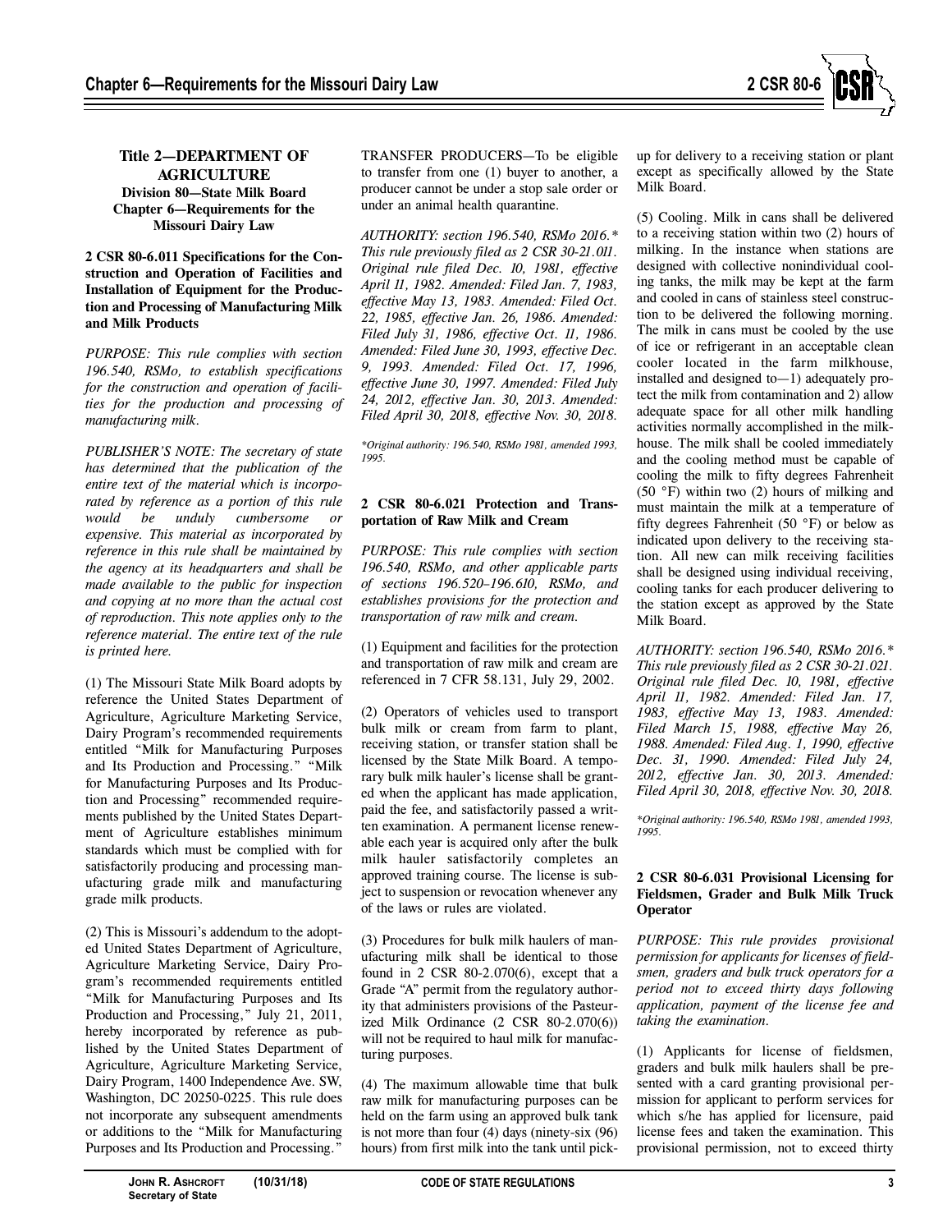**Title 2—DEPARTMENT OF AGRICULTURE**
**Division 80—State Milk Board**
**Chapter 6—Requirements for the Missouri Dairy Law**

**2 CSR 80-6.011 Specifications for the Construction and Operation of Facilities and Installation of Equipment for the Production and Processing of Manufacturing Milk and Milk Products**

*PURPOSE: This rule complies with section 196.540, RSMo, to establish specifications for the construction and operation of facilities for the production and processing of manufacturing milk.*

*PUBLISHER'S NOTE: The secretary of state has determined that the publication of the entire text of the material which is incorporated by reference as a portion of this rule would be unduly cumbersome or expensive. This material as incorporated by reference in this rule shall be maintained by the agency at its headquarters and shall be made available to the public for inspection and copying at no more than the actual cost of reproduction. This note applies only to the reference material. The entire text of the rule is printed here.*

(1) The Missouri State Milk Board adopts by reference the United States Department of Agriculture, Agriculture Marketing Service, Dairy Program's recommended requirements entitled "Milk for Manufacturing Purposes and Its Production and Processing." "Milk for Manufacturing Purposes and Its Production and Processing" recommended requirements published by the United States Department of Agriculture establishes minimum standards which must be complied with for satisfactorily producing and processing manufacturing grade milk and manufacturing grade milk products.

(2) This is Missouri's addendum to the adopted United States Department of Agriculture, Agriculture Marketing Service, Dairy Program's recommended requirements entitled "Milk for Manufacturing Purposes and Its Production and Processing," July 21, 2011, hereby incorporated by reference as published by the United States Department of Agriculture, Agriculture Marketing Service, Dairy Program, 1400 Independence Ave. SW, Washington, DC 20250-0225. This rule does not incorporate any subsequent amendments or additions to the "Milk for Manufacturing Purposes and Its Production and Processing." TRANSFER PRODUCERS—To be eligible to transfer from one (1) buyer to another, a producer cannot be under a stop sale order or under an animal health quarantine.

*AUTHORITY: section 196.540, RSMo 2016.\* This rule previously filed as 2 CSR 30-21.011. Original rule filed Dec. 10, 1981, effective April 11, 1982. Amended: Filed Jan. 7, 1983, effective May 13, 1983. Amended: Filed Oct. 22, 1985, effective Jan. 26, 1986. Amended: Filed July 31, 1986, effective Oct. 11, 1986. Amended: Filed June 30, 1993, effective Dec. 9, 1993. Amended: Filed Oct. 17, 1996, effective June 30, 1997. Amended: Filed July 24, 2012, effective Jan. 30, 2013. Amended: Filed April 30, 2018, effective Nov. 30, 2018.*

*\*Original authority: 196.540, RSMo 1981, amended 1993, 1995.*

**2 CSR 80-6.021 Protection and Transportation of Raw Milk and Cream**

*PURPOSE: This rule complies with section 196.540, RSMo, and other applicable parts of sections 196.520–196.610, RSMo, and establishes provisions for the protection and transportation of raw milk and cream.*

(1) Equipment and facilities for the protection and transportation of raw milk and cream are referenced in 7 CFR 58.131, July 29, 2002.

(2) Operators of vehicles used to transport bulk milk or cream from farm to plant, receiving station, or transfer station shall be licensed by the State Milk Board. A temporary bulk milk hauler's license shall be granted when the applicant has made application, paid the fee, and satisfactorily passed a written examination. A permanent license renewable each year is acquired only after the bulk milk hauler satisfactorily completes an approved training course. The license is subject to suspension or revocation whenever any of the laws or rules are violated.

(3) Procedures for bulk milk haulers of manufacturing milk shall be identical to those found in 2 CSR 80-2.070(6), except that a Grade "A" permit from the regulatory authority that administers provisions of the Pasteurized Milk Ordinance (2 CSR 80-2.070(6)) will not be required to haul milk for manufacturing purposes.

(4) The maximum allowable time that bulk raw milk for manufacturing purposes can be held on the farm using an approved bulk tank is not more than four (4) days (ninety-six (96) hours) from first milk into the tank until pick-up for delivery to a receiving station or plant except as specifically allowed by the State Milk Board.

(5) Cooling. Milk in cans shall be delivered to a receiving station within two (2) hours of milking. In the instance when stations are designed with collective nonindividual cooling tanks, the milk may be kept at the farm and cooled in cans of stainless steel construction to be delivered the following morning. The milk in cans must be cooled by the use of ice or refrigerant in an acceptable clean cooler located in the farm milkhouse, installed and designed to—1) adequately protect the milk from contamination and 2) allow adequate space for all other milk handling activities normally accomplished in the milkhouse. The milk shall be cooled immediately and the cooling method must be capable of cooling the milk to fifty degrees Fahrenheit (50 °F) within two (2) hours of milking and must maintain the milk at a temperature of fifty degrees Fahrenheit (50 °F) or below as indicated upon delivery to the receiving station. All new can milk receiving facilities shall be designed using individual receiving, cooling tanks for each producer delivering to the station except as approved by the State Milk Board.

*AUTHORITY: section 196.540, RSMo 2016.\* This rule previously filed as 2 CSR 30-21.021. Original rule filed Dec. 10, 1981, effective April 11, 1982. Amended: Filed Jan. 17, 1983, effective May 13, 1983. Amended: Filed March 15, 1988, effective May 26, 1988. Amended: Filed Aug. 1, 1990, effective Dec. 31, 1990. Amended: Filed July 24, 2012, effective Jan. 30, 2013. Amended: Filed April 30, 2018, effective Nov. 30, 2018.*

*\*Original authority: 196.540, RSMo 1981, amended 1993, 1995.*

**2 CSR 80-6.031 Provisional Licensing for Fieldsmen, Grader and Bulk Milk Truck Operator**

*PURPOSE: This rule provides provisional permission for applicants for licenses of fieldsmen, graders and bulk truck operators for a period not to exceed thirty days following application, payment of the license fee and taking the examination.*

(1) Applicants for license of fieldsmen, graders and bulk milk haulers shall be presented with a card granting provisional permission for applicant to perform services for which s/he has applied for licensure, paid license fees and taken the examination. This provisional permission, not to exceed thirty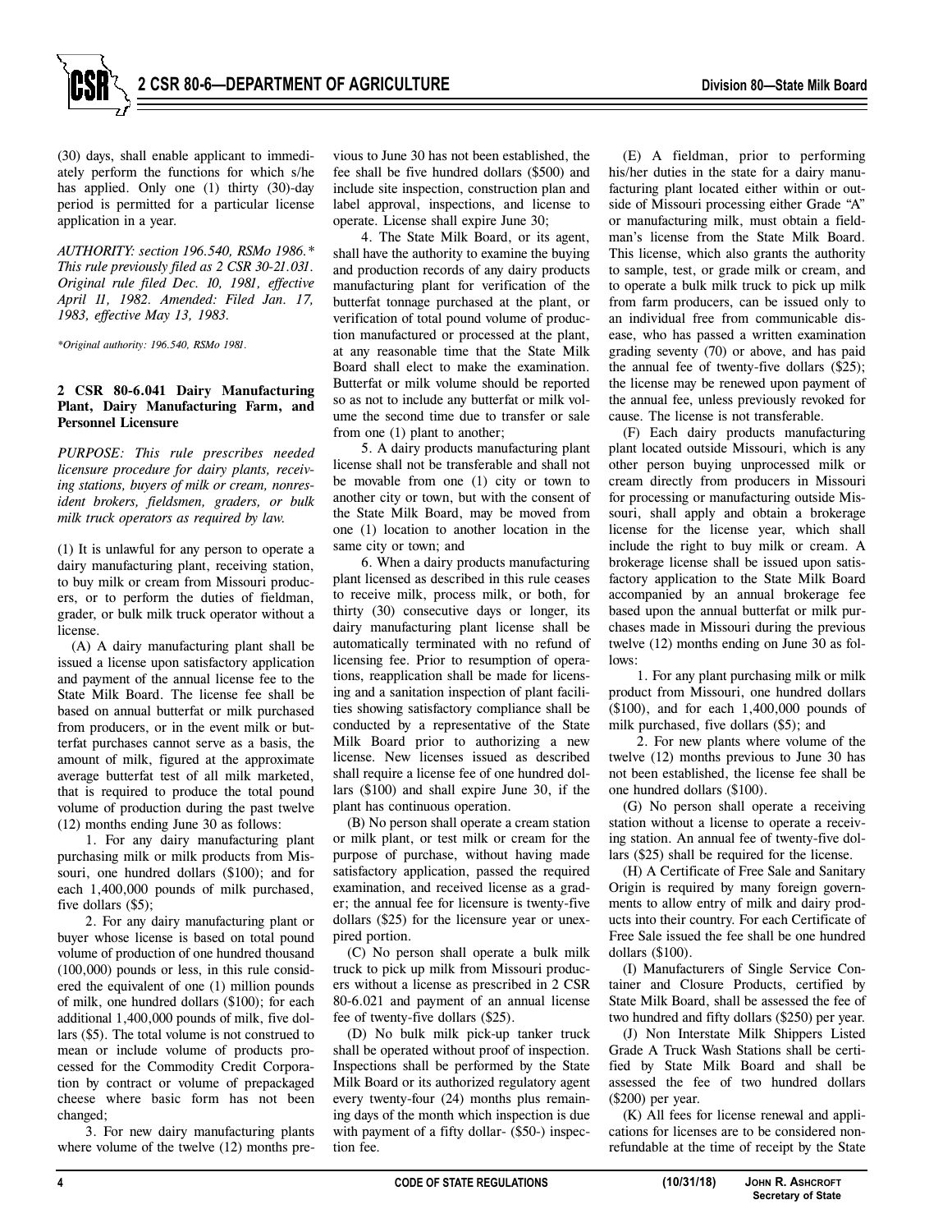(30) days, shall enable applicant to immediately perform the functions for which s/he has applied. Only one (1) thirty (30)-day period is permitted for a particular license application in a year.

*AUTHORITY: section 196.540, RSMo 1986.\* This rule previously filed as 2 CSR 30-21.031. Original rule filed Dec. 10, 1981, effective April 11, 1982. Amended: Filed Jan. 17, 1983, effective May 13, 1983.*

*\*Original authority: 196.540, RSMo 1981.*

**2 CSR 80-6.041 Dairy Manufacturing Plant, Dairy Manufacturing Farm, and Personnel Licensure**

*PURPOSE: This rule prescribes needed licensure procedure for dairy plants, receiving stations, buyers of milk or cream, nonresident brokers, fieldsmen, graders, or bulk milk truck operators as required by law.*

(1) It is unlawful for any person to operate a dairy manufacturing plant, receiving station, to buy milk or cream from Missouri producers, or to perform the duties of fieldman, grader, or bulk milk truck operator without a license.

(A) A dairy manufacturing plant shall be issued a license upon satisfactory application and payment of the annual license fee to the State Milk Board. The license fee shall be based on annual butterfat or milk purchased from producers, or in the event milk or butterfat purchases cannot serve as a basis, the amount of milk, figured at the approximate average butterfat test of all milk marketed, that is required to produce the total pound volume of production during the past twelve (12) months ending June 30 as follows:

1. For any dairy manufacturing plant purchasing milk or milk products from Missouri, one hundred dollars ($100); and for each 1,400,000 pounds of milk purchased, five dollars ($5);

2. For any dairy manufacturing plant or buyer whose license is based on total pound volume of production of one hundred thousand (100,000) pounds or less, in this rule considered the equivalent of one (1) million pounds of milk, one hundred dollars ($100); for each additional 1,400,000 pounds of milk, five dollars ($5). The total volume is not construed to mean or include volume of products processed for the Commodity Credit Corporation by contract or volume of prepackaged cheese where basic form has not been changed;

3. For new dairy manufacturing plants where volume of the twelve (12) months previous to June 30 has not been established, the fee shall be five hundred dollars ($500) and include site inspection, construction plan and label approval, inspections, and license to operate. License shall expire June 30;

4. The State Milk Board, or its agent, shall have the authority to examine the buying and production records of any dairy products manufacturing plant for verification of the butterfat tonnage purchased at the plant, or verification of total pound volume of production manufactured or processed at the plant, at any reasonable time that the State Milk Board shall elect to make the examination. Butterfat or milk volume should be reported so as not to include any butterfat or milk volume the second time due to transfer or sale from one (1) plant to another;

5. A dairy products manufacturing plant license shall not be transferable and shall not be movable from one (1) city or town to another city or town, but with the consent of the State Milk Board, may be moved from one (1) location to another location in the same city or town; and

6. When a dairy products manufacturing plant licensed as described in this rule ceases to receive milk, process milk, or both, for thirty (30) consecutive days or longer, its dairy manufacturing plant license shall be automatically terminated with no refund of licensing fee. Prior to resumption of operations, reapplication shall be made for licensing and a sanitation inspection of plant facilities showing satisfactory compliance shall be conducted by a representative of the State Milk Board prior to authorizing a new license. New licenses issued as described shall require a license fee of one hundred dollars ($100) and shall expire June 30, if the plant has continuous operation.

(B) No person shall operate a cream station or milk plant, or test milk or cream for the purpose of purchase, without having made satisfactory application, passed the required examination, and received license as a grader; the annual fee for licensure is twenty-five dollars ($25) for the licensure year or unexpired portion.

(C) No person shall operate a bulk milk truck to pick up milk from Missouri producers without a license as prescribed in 2 CSR 80-6.021 and payment of an annual license fee of twenty-five dollars ($25).

(D) No bulk milk pick-up tanker truck shall be operated without proof of inspection. Inspections shall be performed by the State Milk Board or its authorized regulatory agent every twenty-four (24) months plus remaining days of the month which inspection is due with payment of a fifty dollar- ($50-) inspection fee.

(E) A fieldman, prior to performing his/her duties in the state for a dairy manufacturing plant located either within or outside of Missouri processing either Grade "A" or manufacturing milk, must obtain a fieldman's license from the State Milk Board. This license, which also grants the authority to sample, test, or grade milk or cream, and to operate a bulk milk truck to pick up milk from farm producers, can be issued only to an individual free from communicable disease, who has passed a written examination grading seventy (70) or above, and has paid the annual fee of twenty-five dollars ($25); the license may be renewed upon payment of the annual fee, unless previously revoked for cause. The license is not transferable.

(F) Each dairy products manufacturing plant located outside Missouri, which is any other person buying unprocessed milk or cream directly from producers in Missouri for processing or manufacturing outside Missouri, shall apply and obtain a brokerage license for the license year, which shall include the right to buy milk or cream. A brokerage license shall be issued upon satisfactory application to the State Milk Board accompanied by an annual brokerage fee based upon the annual butterfat or milk purchases made in Missouri during the previous twelve (12) months ending on June 30 as follows:

1. For any plant purchasing milk or milk product from Missouri, one hundred dollars ($100), and for each 1,400,000 pounds of milk purchased, five dollars ($5); and

2. For new plants where volume of the twelve (12) months previous to June 30 has not been established, the license fee shall be one hundred dollars ($100).

(G) No person shall operate a receiving station without a license to operate a receiving station. An annual fee of twenty-five dollars ($25) shall be required for the license.

(H) A Certificate of Free Sale and Sanitary Origin is required by many foreign governments to allow entry of milk and dairy products into their country. For each Certificate of Free Sale issued the fee shall be one hundred dollars ($100).

(I) Manufacturers of Single Service Container and Closure Products, certified by State Milk Board, shall be assessed the fee of two hundred and fifty dollars ($250) per year.

(J) Non Interstate Milk Shippers Listed Grade A Truck Wash Stations shall be certified by State Milk Board and shall be assessed the fee of two hundred dollars ($200) per year.

(K) All fees for license renewal and applications for licenses are to be considered nonrefundable at the time of receipt by the State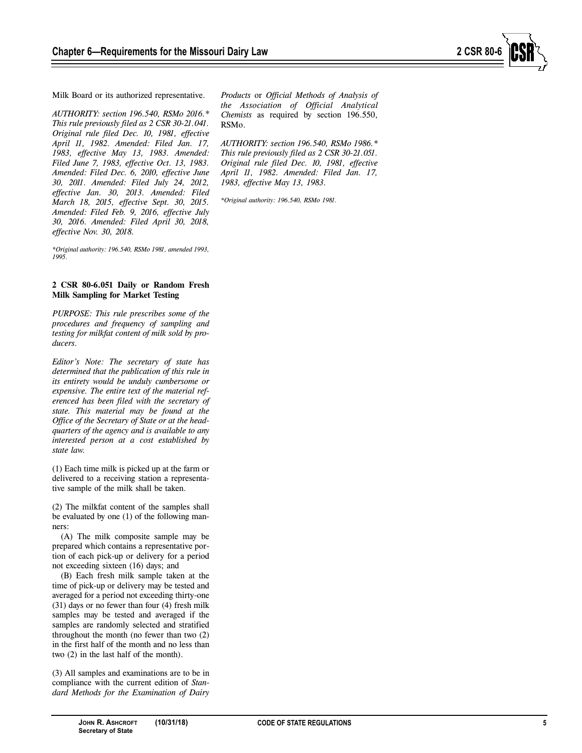Milk Board or its authorized representative.

*AUTHORITY: section 196.540, RSMo 2016.\* This rule previously filed as 2 CSR 30-21.041. Original rule filed Dec. 10, 1981, effective April 11, 1982. Amended: Filed Jan. 17, 1983, effective May 13, 1983. Amended: Filed June 7, 1983, effective Oct. 13, 1983. Amended: Filed Dec. 6, 2010, effective June 30, 2011. Amended: Filed July 24, 2012, effective Jan. 30, 2013. Amended: Filed March 18, 2015, effective Sept. 30, 2015. Amended: Filed Feb. 9, 2016, effective July 30, 2016. Amended: Filed April 30, 2018, effective Nov. 30, 2018.*

*\*Original authority: 196.540, RSMo 1981, amended 1993, 1995.*

**2 CSR 80-6.051 Daily or Random Fresh Milk Sampling for Market Testing**

*PURPOSE: This rule prescribes some of the procedures and frequency of sampling and testing for milkfat content of milk sold by producers.*

*Editor's Note: The secretary of state has determined that the publication of this rule in its entirety would be unduly cumbersome or expensive. The entire text of the material referenced has been filed with the secretary of state. This material may be found at the Office of the Secretary of State or at the headquarters of the agency and is available to any interested person at a cost established by state law.*

(1) Each time milk is picked up at the farm or delivered to a receiving station a representative sample of the milk shall be taken.

(2) The milkfat content of the samples shall be evaluated by one (1) of the following manners:

(A) The milk composite sample may be prepared which contains a representative portion of each pick-up or delivery for a period not exceeding sixteen (16) days; and

(B) Each fresh milk sample taken at the time of pick-up or delivery may be tested and averaged for a period not exceeding thirty-one (31) days or no fewer than four (4) fresh milk samples may be tested and averaged if the samples are randomly selected and stratified throughout the month (no fewer than two (2) in the first half of the month and no less than two (2) in the last half of the month).

(3) All samples and examinations are to be in compliance with the current edition of *Standard Methods for the Examination of Dairy Products* or *Official Methods of Analysis of the Association of Official Analytical Chemists* as required by section 196.550, RSMo.

*AUTHORITY: section 196.540, RSMo 1986.\* This rule previously filed as 2 CSR 30-21.051. Original rule filed Dec. 10, 1981, effective April 11, 1982. Amended: Filed Jan. 17, 1983, effective May 13, 1983.*

*\*Original authority: 196.540, RSMo 1981.*